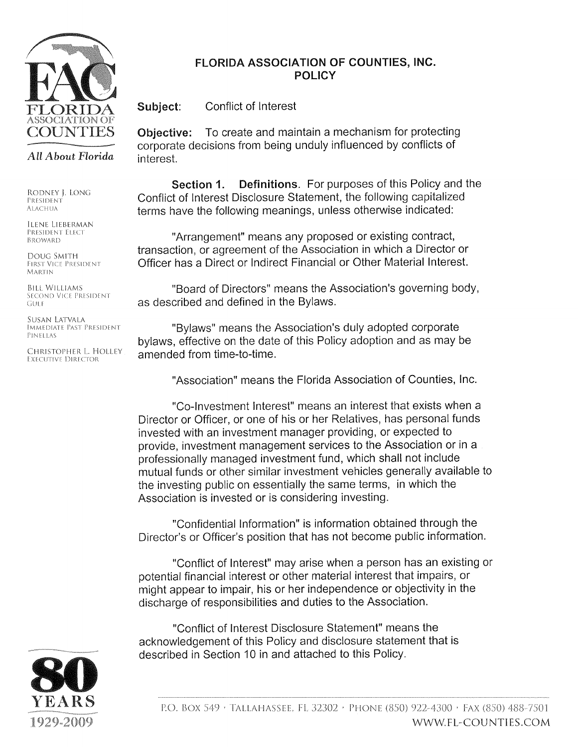# FLORIDA ASSOCIATION OF COUNTIES, INC.
## POLICY

FLORIDA ASSOCIATION OF COUNTIES

*All About Florida*

RODNEY J. LONG
PRESIDENT
ALACHUA

ILENE LIEBERMAN
PRESIDENT ELECT
BROWARD

DOUG SMITH
FIRST VICE PRESIDENT
MARTIN

BILL WILLIAMS
SECOND VICE PRESIDENT
GULF

SUSAN LATVALA
IMMEDIATE PAST PRESIDENT
PINELLAS

CHRISTOPHER L. HOLLEY
EXECUTIVE DIRECTOR

**Subject:** Conflict of Interest

**Objective:** To create and maintain a mechanism for protecting corporate decisions from being unduly influenced by conflicts of interest.

**Section 1. Definitions.** For purposes of this Policy and the Conflict of Interest Disclosure Statement, the following capitalized terms have the following meanings, unless otherwise indicated:

"Arrangement" means any proposed or existing contract, transaction, or agreement of the Association in which a Director or Officer has a Direct or Indirect Financial or Other Material Interest.

"Board of Directors" means the Association's governing body, as described and defined in the Bylaws.

"Bylaws" means the Association's duly adopted corporate bylaws, effective on the date of this Policy adoption and as may be amended from time-to-time.

"Association" means the Florida Association of Counties, Inc.

"Co-Investment Interest" means an interest that exists when a Director or Officer, or one of his or her Relatives, has personal funds invested with an investment manager providing, or expected to provide, investment management services to the Association or in a professionally managed investment fund, which shall not include mutual funds or other similar investment vehicles generally available to the investing public on essentially the same terms, in which the Association is invested or is considering investing.

"Confidential Information" is information obtained through the Director's or Officer's position that has not become public information.

"Conflict of Interest" may arise when a person has an existing or potential financial interest or other material interest that impairs, or might appear to impair, his or her independence or objectivity in the discharge of responsibilities and duties to the Association.

"Conflict of Interest Disclosure Statement" means the acknowledgement of this Policy and disclosure statement that is described in Section 10 in and attached to this Policy.

80 YEARS 1929-2009

P.O. BOX 549 · TALLAHASSEE, FL 32302 · PHONE (850) 922-4300 · FAX (850) 488-7501
WWW.FL-COUNTIES.COM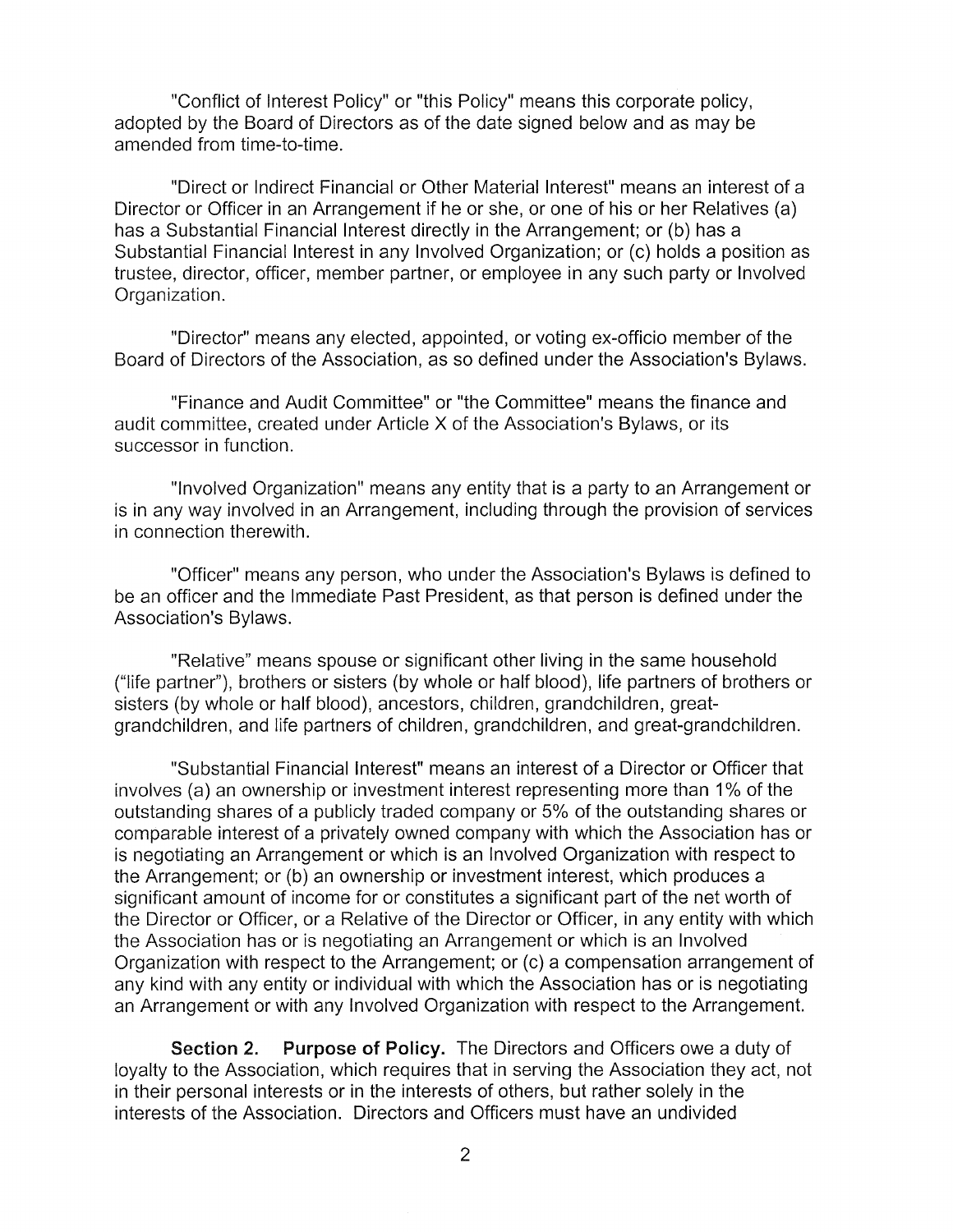"Conflict of Interest Policy" or "this Policy" means this corporate policy, adopted by the Board of Directors as of the date signed below and as may be amended from time-to-time.

"Direct or Indirect Financial or Other Material Interest" means an interest of a Director or Officer in an Arrangement if he or she, or one of his or her Relatives (a) has a Substantial Financial Interest directly in the Arrangement; or (b) has a Substantial Financial Interest in any Involved Organization; or (c) holds a position as trustee, director, officer, member partner, or employee in any such party or Involved Organization.

"Director" means any elected, appointed, or voting ex-officio member of the Board of Directors of the Association, as so defined under the Association's Bylaws.

"Finance and Audit Committee" or "the Committee" means the finance and audit committee, created under Article X of the Association's Bylaws, or its successor in function.

"Involved Organization" means any entity that is a party to an Arrangement or is in any way involved in an Arrangement, including through the provision of services in connection therewith.

"Officer" means any person, who under the Association's Bylaws is defined to be an officer and the Immediate Past President, as that person is defined under the Association's Bylaws.

"Relative" means spouse or significant other living in the same household ("life partner"), brothers or sisters (by whole or half blood), life partners of brothers or sisters (by whole or half blood), ancestors, children, grandchildren, great-grandchildren, and life partners of children, grandchildren, and great-grandchildren.

"Substantial Financial Interest" means an interest of a Director or Officer that involves (a) an ownership or investment interest representing more than 1% of the outstanding shares of a publicly traded company or 5% of the outstanding shares or comparable interest of a privately owned company with which the Association has or is negotiating an Arrangement or which is an Involved Organization with respect to the Arrangement; or (b) an ownership or investment interest, which produces a significant amount of income for or constitutes a significant part of the net worth of the Director or Officer, or a Relative of the Director or Officer, in any entity with which the Association has or is negotiating an Arrangement or which is an Involved Organization with respect to the Arrangement; or (c) a compensation arrangement of any kind with any entity or individual with which the Association has or is negotiating an Arrangement or with any Involved Organization with respect to the Arrangement.

**Section 2. Purpose of Policy.** The Directors and Officers owe a duty of loyalty to the Association, which requires that in serving the Association they act, not in their personal interests or in the interests of others, but rather solely in the interests of the Association. Directors and Officers must have an undivided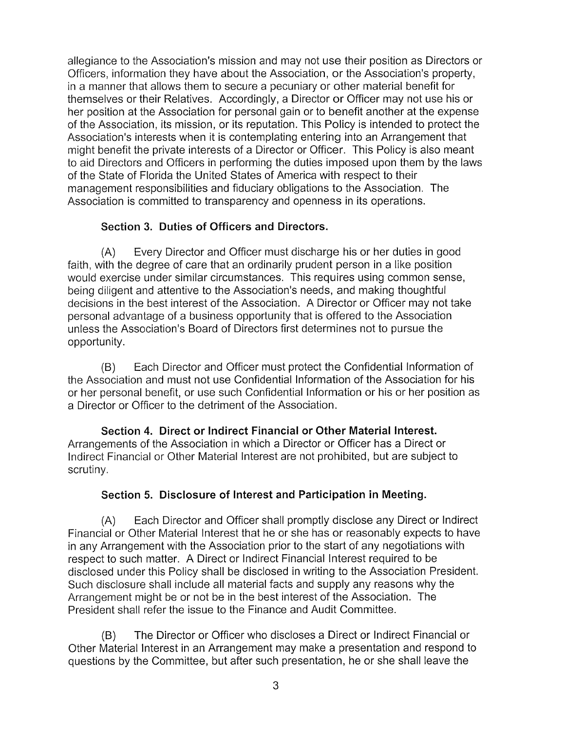allegiance to the Association's mission and may not use their position as Directors or Officers, information they have about the Association, or the Association's property, in a manner that allows them to secure a pecuniary or other material benefit for themselves or their Relatives. Accordingly, a Director or Officer may not use his or her position at the Association for personal gain or to benefit another at the expense of the Association, its mission, or its reputation. This Policy is intended to protect the Association's interests when it is contemplating entering into an Arrangement that might benefit the private interests of a Director or Officer. This Policy is also meant to aid Directors and Officers in performing the duties imposed upon them by the laws of the State of Florida the United States of America with respect to their management responsibilities and fiduciary obligations to the Association. The Association is committed to transparency and openness in its operations.

### Section 3. Duties of Officers and Directors.

(A) Every Director and Officer must discharge his or her duties in good faith, with the degree of care that an ordinarily prudent person in a like position would exercise under similar circumstances. This requires using common sense, being diligent and attentive to the Association's needs, and making thoughtful decisions in the best interest of the Association. A Director or Officer may not take personal advantage of a business opportunity that is offered to the Association unless the Association's Board of Directors first determines not to pursue the opportunity.

(B) Each Director and Officer must protect the Confidential Information of the Association and must not use Confidential Information of the Association for his or her personal benefit, or use such Confidential Information or his or her position as a Director or Officer to the detriment of the Association.

### Section 4. Direct or Indirect Financial or Other Material Interest.

Arrangements of the Association in which a Director or Officer has a Direct or Indirect Financial or Other Material Interest are not prohibited, but are subject to scrutiny.

### Section 5. Disclosure of Interest and Participation in Meeting.

(A) Each Director and Officer shall promptly disclose any Direct or Indirect Financial or Other Material Interest that he or she has or reasonably expects to have in any Arrangement with the Association prior to the start of any negotiations with respect to such matter. A Direct or Indirect Financial Interest required to be disclosed under this Policy shall be disclosed in writing to the Association President. Such disclosure shall include all material facts and supply any reasons why the Arrangement might be or not be in the best interest of the Association. The President shall refer the issue to the Finance and Audit Committee.

(B) The Director or Officer who discloses a Direct or Indirect Financial or Other Material Interest in an Arrangement may make a presentation and respond to questions by the Committee, but after such presentation, he or she shall leave the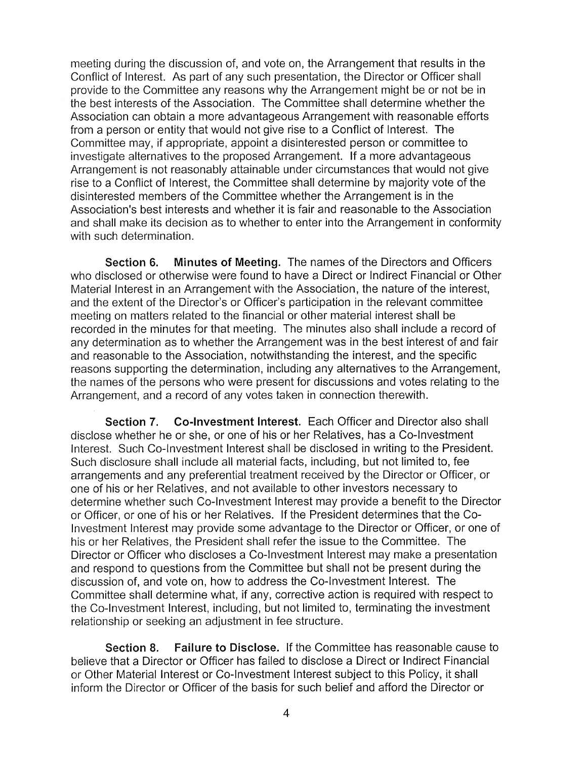meeting during the discussion of, and vote on, the Arrangement that results in the Conflict of Interest. As part of any such presentation, the Director or Officer shall provide to the Committee any reasons why the Arrangement might be or not be in the best interests of the Association. The Committee shall determine whether the Association can obtain a more advantageous Arrangement with reasonable efforts from a person or entity that would not give rise to a Conflict of Interest. The Committee may, if appropriate, appoint a disinterested person or committee to investigate alternatives to the proposed Arrangement. If a more advantageous Arrangement is not reasonably attainable under circumstances that would not give rise to a Conflict of Interest, the Committee shall determine by majority vote of the disinterested members of the Committee whether the Arrangement is in the Association's best interests and whether it is fair and reasonable to the Association and shall make its decision as to whether to enter into the Arrangement in conformity with such determination.

**Section 6. Minutes of Meeting.** The names of the Directors and Officers who disclosed or otherwise were found to have a Direct or Indirect Financial or Other Material Interest in an Arrangement with the Association, the nature of the interest, and the extent of the Director's or Officer's participation in the relevant committee meeting on matters related to the financial or other material interest shall be recorded in the minutes for that meeting. The minutes also shall include a record of any determination as to whether the Arrangement was in the best interest of and fair and reasonable to the Association, notwithstanding the interest, and the specific reasons supporting the determination, including any alternatives to the Arrangement, the names of the persons who were present for discussions and votes relating to the Arrangement, and a record of any votes taken in connection therewith.

**Section 7. Co-Investment Interest.** Each Officer and Director also shall disclose whether he or she, or one of his or her Relatives, has a Co-Investment Interest. Such Co-Investment Interest shall be disclosed in writing to the President. Such disclosure shall include all material facts, including, but not limited to, fee arrangements and any preferential treatment received by the Director or Officer, or one of his or her Relatives, and not available to other investors necessary to determine whether such Co-Investment Interest may provide a benefit to the Director or Officer, or one of his or her Relatives. If the President determines that the Co-Investment Interest may provide some advantage to the Director or Officer, or one of his or her Relatives, the President shall refer the issue to the Committee. The Director or Officer who discloses a Co-Investment Interest may make a presentation and respond to questions from the Committee but shall not be present during the discussion of, and vote on, how to address the Co-Investment Interest. The Committee shall determine what, if any, corrective action is required with respect to the Co-Investment Interest, including, but not limited to, terminating the investment relationship or seeking an adjustment in fee structure.

**Section 8. Failure to Disclose.** If the Committee has reasonable cause to believe that a Director or Officer has failed to disclose a Direct or Indirect Financial or Other Material Interest or Co-Investment Interest subject to this Policy, it shall inform the Director or Officer of the basis for such belief and afford the Director or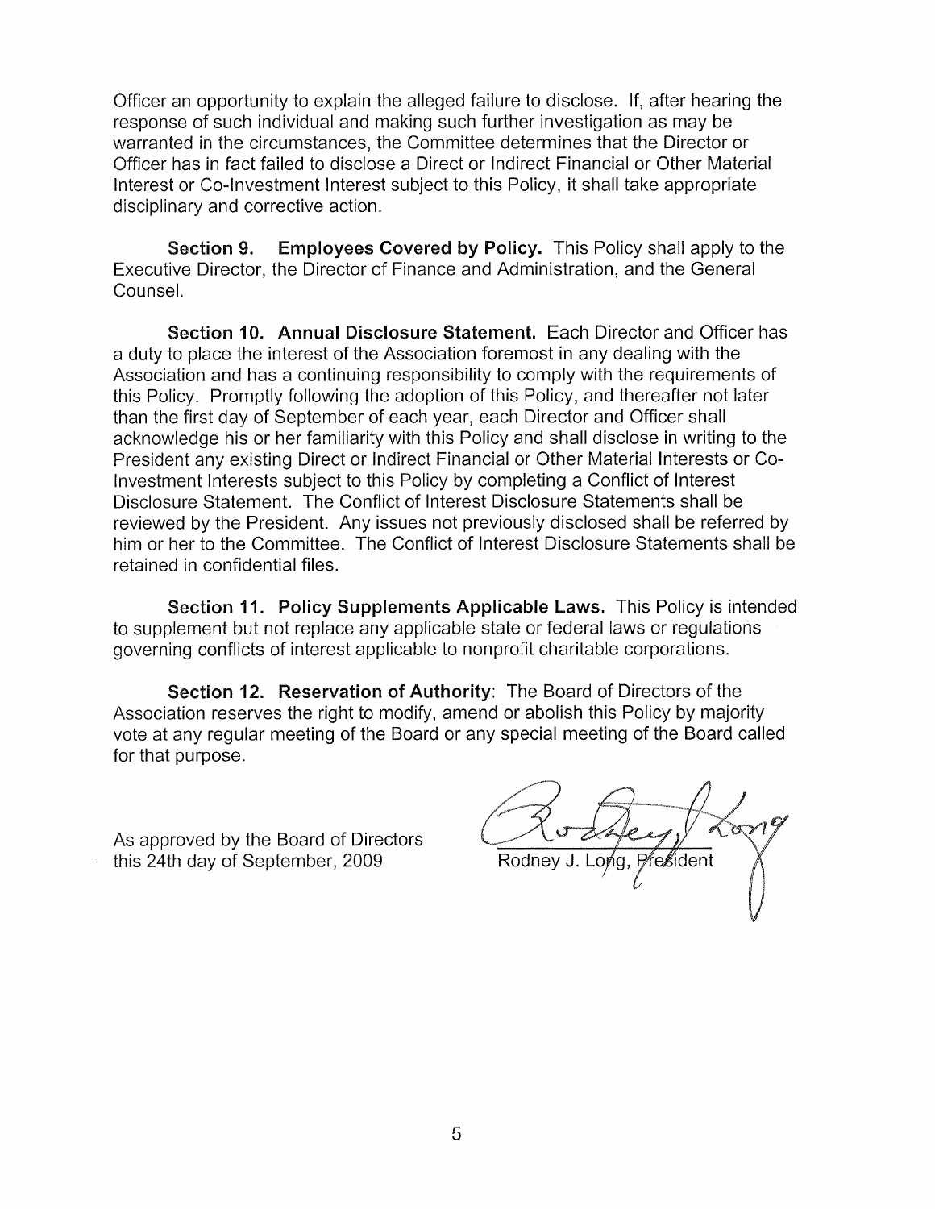Officer an opportunity to explain the alleged failure to disclose. If, after hearing the response of such individual and making such further investigation as may be warranted in the circumstances, the Committee determines that the Director or Officer has in fact failed to disclose a Direct or Indirect Financial or Other Material Interest or Co-Investment Interest subject to this Policy, it shall take appropriate disciplinary and corrective action.

**Section 9. Employees Covered by Policy.** This Policy shall apply to the Executive Director, the Director of Finance and Administration, and the General Counsel.

**Section 10. Annual Disclosure Statement.** Each Director and Officer has a duty to place the interest of the Association foremost in any dealing with the Association and has a continuing responsibility to comply with the requirements of this Policy. Promptly following the adoption of this Policy, and thereafter not later than the first day of September of each year, each Director and Officer shall acknowledge his or her familiarity with this Policy and shall disclose in writing to the President any existing Direct or Indirect Financial or Other Material Interests or Co-Investment Interests subject to this Policy by completing a Conflict of Interest Disclosure Statement. The Conflict of Interest Disclosure Statements shall be reviewed by the President. Any issues not previously disclosed shall be referred by him or her to the Committee. The Conflict of Interest Disclosure Statements shall be retained in confidential files.

**Section 11. Policy Supplements Applicable Laws.** This Policy is intended to supplement but not replace any applicable state or federal laws or regulations governing conflicts of interest applicable to nonprofit charitable corporations.

**Section 12. Reservation of Authority**: The Board of Directors of the Association reserves the right to modify, amend or abolish this Policy by majority vote at any regular meeting of the Board or any special meeting of the Board called for that purpose.

As approved by the Board of Directors
this 24th day of September, 2009

Rodney J. Long, President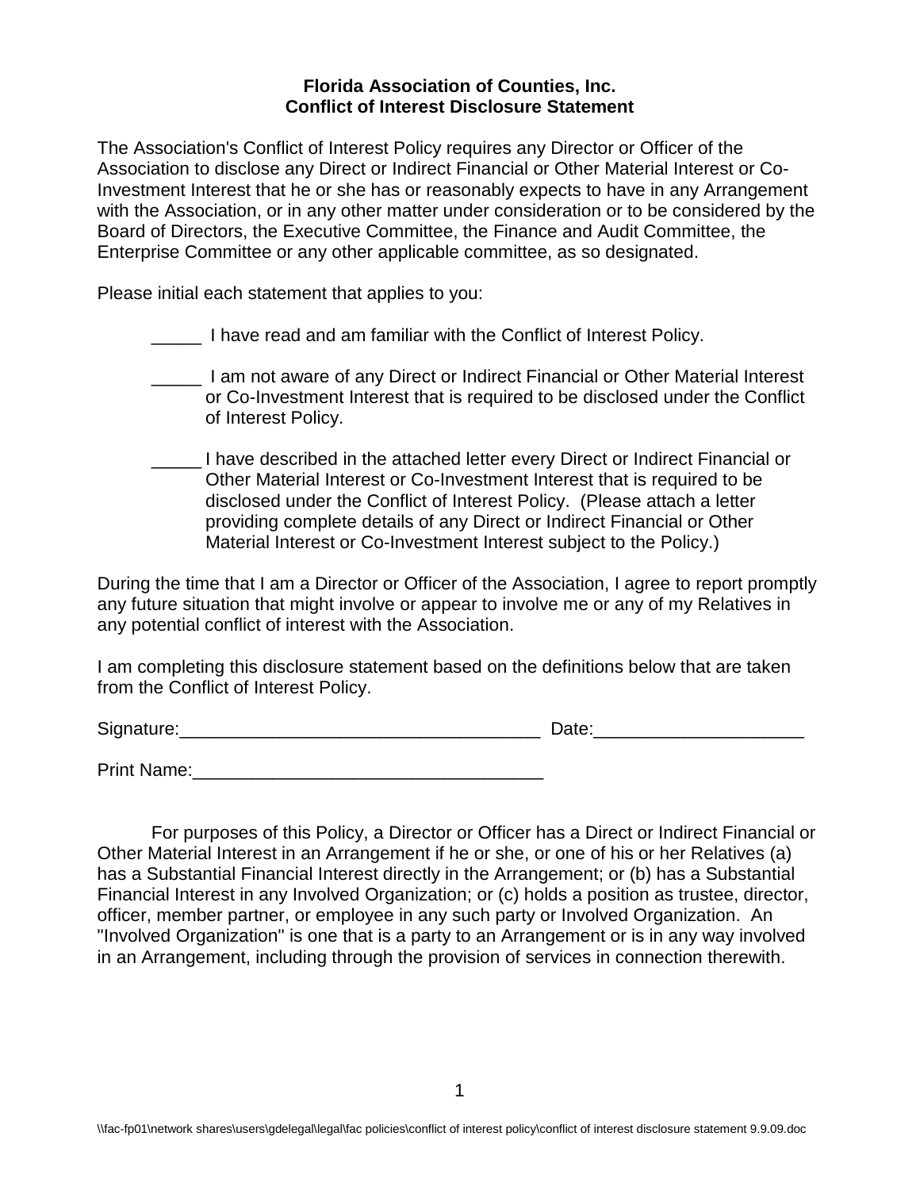**Florida Association of Counties, Inc.**
**Conflict of Interest Disclosure Statement**

The Association's Conflict of Interest Policy requires any Director or Officer of the Association to disclose any Direct or Indirect Financial or Other Material Interest or Co-Investment Interest that he or she has or reasonably expects to have in any Arrangement with the Association, or in any other matter under consideration or to be considered by the Board of Directors, the Executive Committee, the Finance and Audit Committee, the Enterprise Committee or any other applicable committee, as so designated.

Please initial each statement that applies to you:

_____ I have read and am familiar with the Conflict of Interest Policy.

_____ I am not aware of any Direct or Indirect Financial or Other Material Interest or Co-Investment Interest that is required to be disclosed under the Conflict of Interest Policy.

_____ I have described in the attached letter every Direct or Indirect Financial or Other Material Interest or Co-Investment Interest that is required to be disclosed under the Conflict of Interest Policy. (Please attach a letter providing complete details of any Direct or Indirect Financial or Other Material Interest or Co-Investment Interest subject to the Policy.)

During the time that I am a Director or Officer of the Association, I agree to report promptly any future situation that might involve or appear to involve me or any of my Relatives in any potential conflict of interest with the Association.

I am completing this disclosure statement based on the definitions below that are taken from the Conflict of Interest Policy.

Signature:____________________________________ Date:_____________________

Print Name:___________________________________

For purposes of this Policy, a Director or Officer has a Direct or Indirect Financial or Other Material Interest in an Arrangement if he or she, or one of his or her Relatives (a) has a Substantial Financial Interest directly in the Arrangement; or (b) has a Substantial Financial Interest in any Involved Organization; or (c) holds a position as trustee, director, officer, member partner, or employee in any such party or Involved Organization. An "Involved Organization" is one that is a party to an Arrangement or is in any way involved in an Arrangement, including through the provision of services in connection therewith.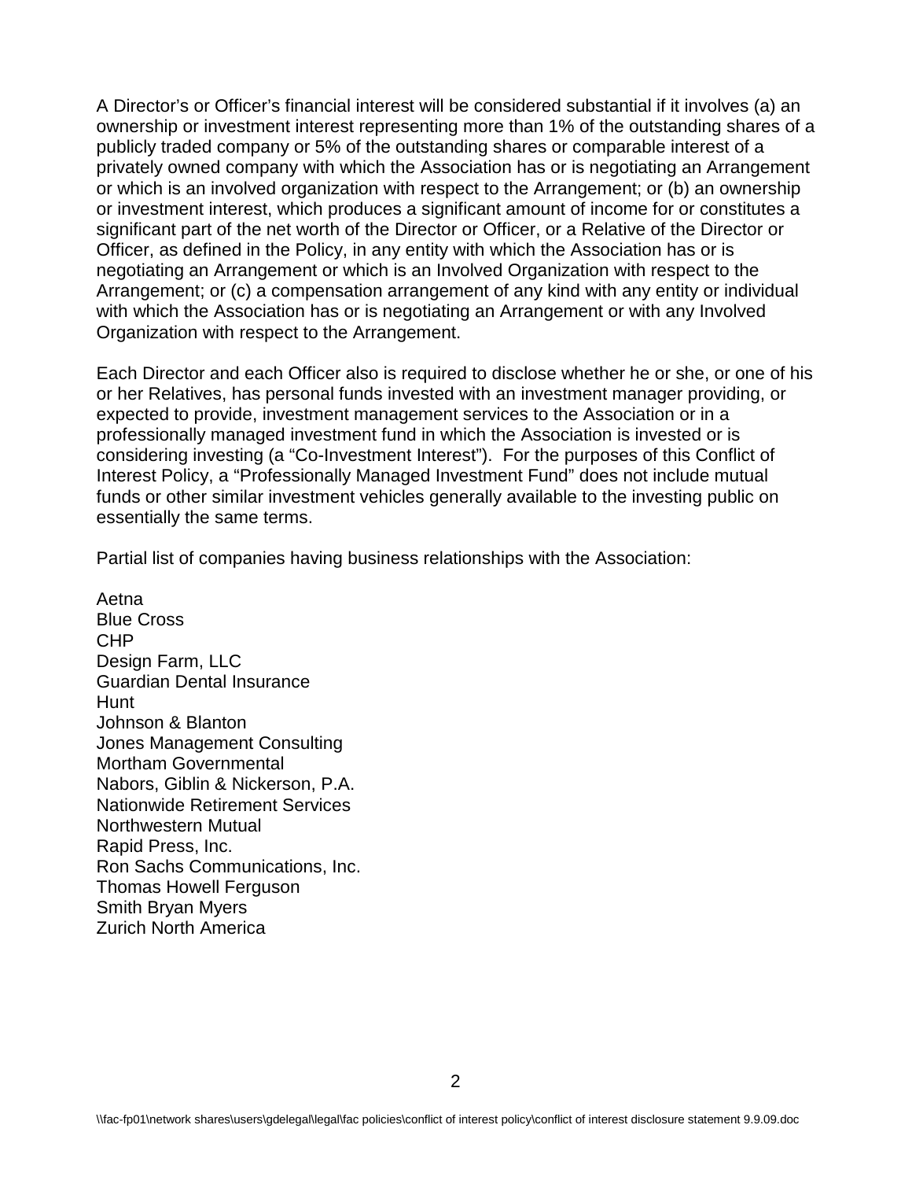A Director's or Officer's financial interest will be considered substantial if it involves (a) an ownership or investment interest representing more than 1% of the outstanding shares of a publicly traded company or 5% of the outstanding shares or comparable interest of a privately owned company with which the Association has or is negotiating an Arrangement or which is an involved organization with respect to the Arrangement; or (b) an ownership or investment interest, which produces a significant amount of income for or constitutes a significant part of the net worth of the Director or Officer, or a Relative of the Director or Officer, as defined in the Policy, in any entity with which the Association has or is negotiating an Arrangement or which is an Involved Organization with respect to the Arrangement; or (c) a compensation arrangement of any kind with any entity or individual with which the Association has or is negotiating an Arrangement or with any Involved Organization with respect to the Arrangement.

Each Director and each Officer also is required to disclose whether he or she, or one of his or her Relatives, has personal funds invested with an investment manager providing, or expected to provide, investment management services to the Association or in a professionally managed investment fund in which the Association is invested or is considering investing (a "Co-Investment Interest"). For the purposes of this Conflict of Interest Policy, a "Professionally Managed Investment Fund" does not include mutual funds or other similar investment vehicles generally available to the investing public on essentially the same terms.

Partial list of companies having business relationships with the Association:

Aetna
Blue Cross
CHP
Design Farm, LLC
Guardian Dental Insurance
Hunt
Johnson & Blanton
Jones Management Consulting
Mortham Governmental
Nabors, Giblin & Nickerson, P.A.
Nationwide Retirement Services
Northwestern Mutual
Rapid Press, Inc.
Ron Sachs Communications, Inc.
Thomas Howell Ferguson
Smith Bryan Myers
Zurich North America